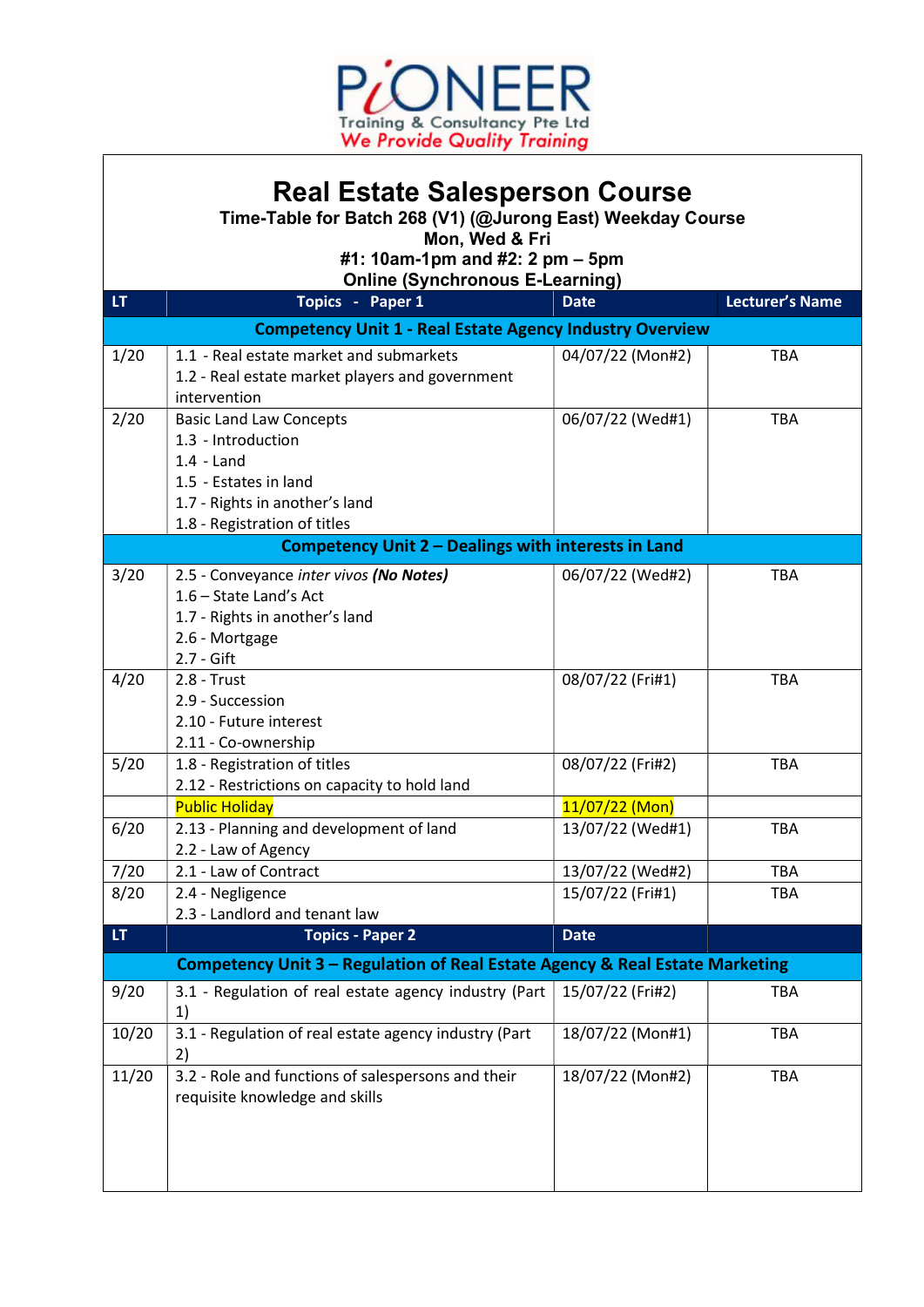PIONEER
Training & Consultancy Pte Ltd
*We Provide Quality Training*

# Real Estate Salesperson Course

**Time-Table for Batch 268 (V1) (@Jurong East) Weekday Course**
**Mon, Wed & Fri**
**#1: 10am-1pm and #2: 2 pm – 5pm**
**Online (Synchronous E-Learning)**

| LT | Topics - Paper 1 | Date | Lecturer's Name |
|---|---|---|---|
| | **Competency Unit 1 - Real Estate Agency Industry Overview** | | |
| 1/20 | 1.1 - Real estate market and submarkets<br>1.2 - Real estate market players and government intervention | 04/07/22 (Mon#2) | TBA |
| 2/20 | Basic Land Law Concepts<br>1.3 - Introduction<br>1.4 - Land<br>1.5 - Estates in land<br>1.7 - Rights in another's land<br>1.8 - Registration of titles | 06/07/22 (Wed#1) | TBA |
| | **Competency Unit 2 – Dealings with interests in Land** | | |
| 3/20 | 2.5 - Conveyance *inter vivos* ***(No Notes)***<br>1.6 – State Land's Act<br>1.7 - Rights in another's land<br>2.6 - Mortgage<br>2.7 - Gift | 06/07/22 (Wed#2) | TBA |
| 4/20 | 2.8 - Trust<br>2.9 - Succession<br>2.10 - Future interest<br>2.11 - Co-ownership | 08/07/22 (Fri#1) | TBA |
| 5/20 | 1.8 - Registration of titles<br>2.12 - Restrictions on capacity to hold land | 08/07/22 (Fri#2) | TBA |
| | Public Holiday | 11/07/22 (Mon) | |
| 6/20 | 2.13 - Planning and development of land<br>2.2 - Law of Agency | 13/07/22 (Wed#1) | TBA |
| 7/20 | 2.1 - Law of Contract | 13/07/22 (Wed#2) | TBA |
| 8/20 | 2.4 - Negligence<br>2.3 - Landlord and tenant law | 15/07/22 (Fri#1) | TBA |
| **LT** | **Topics - Paper 2** | **Date** | |
| | **Competency Unit 3 – Regulation of Real Estate Agency & Real Estate Marketing** | | |
| 9/20 | 3.1 - Regulation of real estate agency industry (Part 1) | 15/07/22 (Fri#2) | TBA |
| 10/20 | 3.1 - Regulation of real estate agency industry (Part 2) | 18/07/22 (Mon#1) | TBA |
| 11/20 | 3.2 - Role and functions of salespersons and their requisite knowledge and skills | 18/07/22 (Mon#2) | TBA |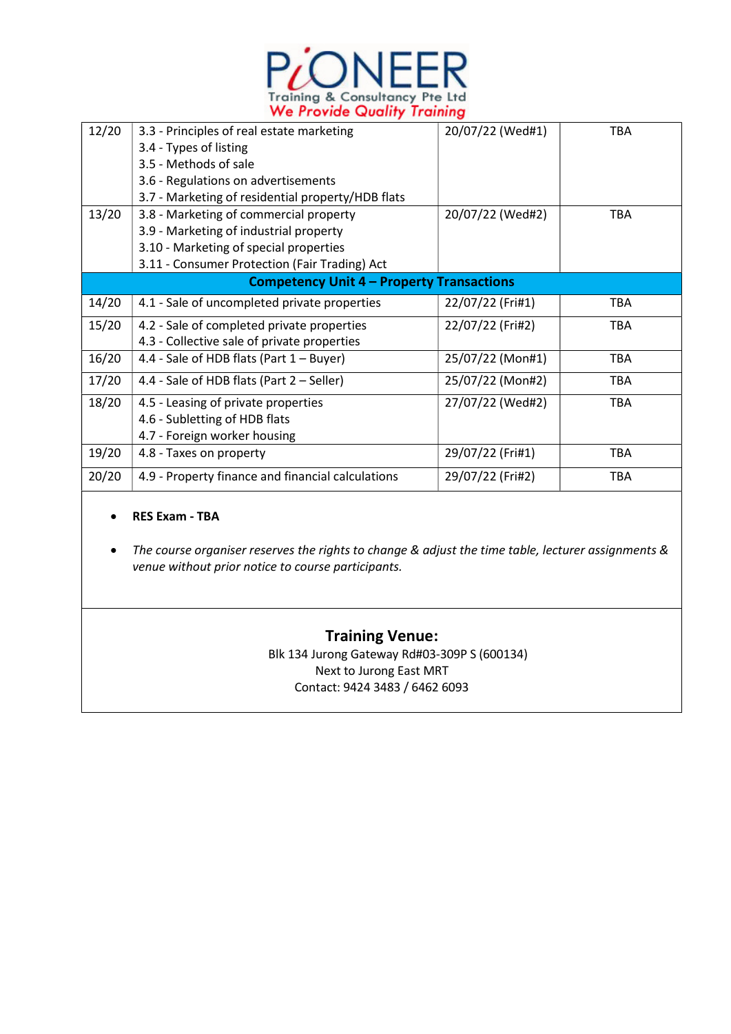| | | | |
|---|---|---|---|
| 12/20 | 3.3 - Principles of real estate marketing<br>3.4 - Types of listing<br>3.5 - Methods of sale<br>3.6 - Regulations on advertisements<br>3.7 - Marketing of residential property/HDB flats | 20/07/22 (Wed#1) | TBA |
| 13/20 | 3.8 - Marketing of commercial property<br>3.9 - Marketing of industrial property<br>3.10 - Marketing of special properties<br>3.11 - Consumer Protection (Fair Trading) Act | 20/07/22 (Wed#2) | TBA |
| **Competency Unit 4 – Property Transactions** | | | |
| 14/20 | 4.1 - Sale of uncompleted private properties | 22/07/22 (Fri#1) | TBA |
| 15/20 | 4.2 - Sale of completed private properties<br>4.3 - Collective sale of private properties | 22/07/22 (Fri#2) | TBA |
| 16/20 | 4.4 - Sale of HDB flats (Part 1 – Buyer) | 25/07/22 (Mon#1) | TBA |
| 17/20 | 4.4 - Sale of HDB flats (Part 2 – Seller) | 25/07/22 (Mon#2) | TBA |
| 18/20 | 4.5 - Leasing of private properties<br>4.6 - Subletting of HDB flats<br>4.7 - Foreign worker housing | 27/07/22 (Wed#2) | TBA |
| 19/20 | 4.8 - Taxes on property | 29/07/22 (Fri#1) | TBA |
| 20/20 | 4.9 - Property finance and financial calculations | 29/07/22 (Fri#2) | TBA |

- **RES Exam - TBA**
- *The course organiser reserves the rights to change & adjust the time table, lecturer assignments & venue without prior notice to course participants.*

## Training Venue:

Blk 134 Jurong Gateway Rd#03-309P S (600134)
Next to Jurong East MRT
Contact: 9424 3483 / 6462 6093